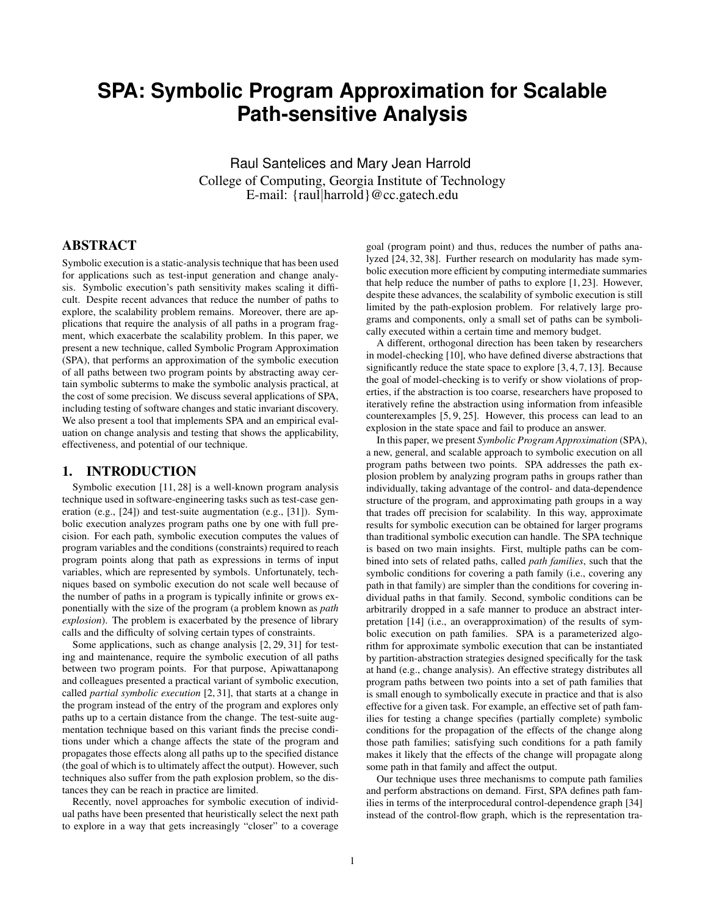# SPA: Symbolic Program Approximation for Scalable Path-sensitive Analysis

Raul Santelices and Mary Jean Harrold
College of Computing, Georgia Institute of Technology
E-mail: {raul|harrold}@cc.gatech.edu

## ABSTRACT

Symbolic execution is a static-analysis technique that has been used for applications such as test-input generation and change analysis. Symbolic execution's path sensitivity makes scaling it difficult. Despite recent advances that reduce the number of paths to explore, the scalability problem remains. Moreover, there are applications that require the analysis of all paths in a program fragment, which exacerbate the scalability problem. In this paper, we present a new technique, called Symbolic Program Approximation (SPA), that performs an approximation of the symbolic execution of all paths between two program points by abstracting away certain symbolic subterms to make the symbolic analysis practical, at the cost of some precision. We discuss several applications of SPA, including testing of software changes and static invariant discovery. We also present a tool that implements SPA and an empirical evaluation on change analysis and testing that shows the applicability, effectiveness, and potential of our technique.

## 1. INTRODUCTION

Symbolic execution [11, 28] is a well-known program analysis technique used in software-engineering tasks such as test-case generation (e.g., [24]) and test-suite augmentation (e.g., [31]). Symbolic execution analyzes program paths one by one with full precision. For each path, symbolic execution computes the values of program variables and the conditions (constraints) required to reach program points along that path as expressions in terms of input variables, which are represented by symbols. Unfortunately, techniques based on symbolic execution do not scale well because of the number of paths in a program is typically infinite or grows exponentially with the size of the program (a problem known as *path explosion*). The problem is exacerbated by the presence of library calls and the difficulty of solving certain types of constraints.

Some applications, such as change analysis [2, 29, 31] for testing and maintenance, require the symbolic execution of all paths between two program points. For that purpose, Apiwattanapong and colleagues presented a practical variant of symbolic execution, called *partial symbolic execution* [2, 31], that starts at a change in the program instead of the entry of the program and explores only paths up to a certain distance from the change. The test-suite augmentation technique based on this variant finds the precise conditions under which a change affects the state of the program and propagates those effects along all paths up to the specified distance (the goal of which is to ultimately affect the output). However, such techniques also suffer from the path explosion problem, so the distances they can be reach in practice are limited.

Recently, novel approaches for symbolic execution of individual paths have been presented that heuristically select the next path to explore in a way that gets increasingly "closer" to a coverage goal (program point) and thus, reduces the number of paths analyzed [24, 32, 38]. Further research on modularity has made symbolic execution more efficient by computing intermediate summaries that help reduce the number of paths to explore [1, 23]. However, despite these advances, the scalability of symbolic execution is still limited by the path-explosion problem. For relatively large programs and components, only a small set of paths can be symbolically executed within a certain time and memory budget.

A different, orthogonal direction has been taken by researchers in model-checking [10], who have defined diverse abstractions that significantly reduce the state space to explore [3, 4, 7, 13]. Because the goal of model-checking is to verify or show violations of properties, if the abstraction is too coarse, researchers have proposed to iteratively refine the abstraction using information from infeasible counterexamples [5, 9, 25]. However, this process can lead to an explosion in the state space and fail to produce an answer.

In this paper, we present *Symbolic Program Approximation* (SPA), a new, general, and scalable approach to symbolic execution on all program paths between two points. SPA addresses the path explosion problem by analyzing program paths in groups rather than individually, taking advantage of the control- and data-dependence structure of the program, and approximating path groups in a way that trades off precision for scalability. In this way, approximate results for symbolic execution can be obtained for larger programs than traditional symbolic execution can handle. The SPA technique is based on two main insights. First, multiple paths can be combined into sets of related paths, called *path families*, such that the symbolic conditions for covering a path family (i.e., covering any path in that family) are simpler than the conditions for covering individual paths in that family. Second, symbolic conditions can be arbitrarily dropped in a safe manner to produce an abstract interpretation [14] (i.e., an overapproximation) of the results of symbolic execution on path families. SPA is a parameterized algorithm for approximate symbolic execution that can be instantiated by partition-abstraction strategies designed specifically for the task at hand (e.g., change analysis). An effective strategy distributes all program paths between two points into a set of path families that is small enough to symbolically execute in practice and that is also effective for a given task. For example, an effective set of path families for testing a change specifies (partially complete) symbolic conditions for the propagation of the effects of the change along those path families; satisfying such conditions for a path family makes it likely that the effects of the change will propagate along some path in that family and affect the output.

Our technique uses three mechanisms to compute path families and perform abstractions on demand. First, SPA defines path families in terms of the interprocedural control-dependence graph [34] instead of the control-flow graph, which is the representation tra-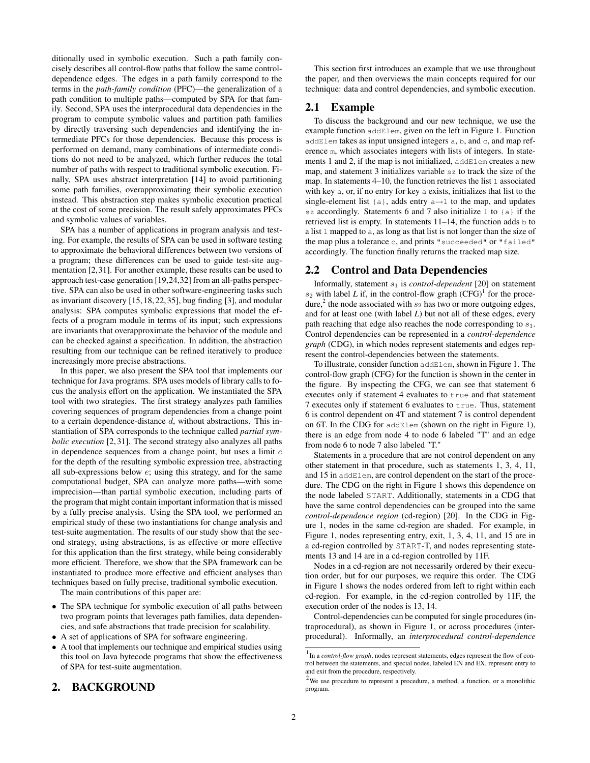ditionally used in symbolic execution. Such a path family concisely describes all control-flow paths that follow the same control-dependence edges. The edges in a path family correspond to the terms in the *path-family condition* (PFC)—the generalization of a path condition to multiple paths—computed by SPA for that family. Second, SPA uses the interprocedural data dependencies in the program to compute symbolic values and partition path families by directly traversing such dependencies and identifying the intermediate PFCs for those dependencies. Because this process is performed on demand, many combinations of intermediate conditions do not need to be analyzed, which further reduces the total number of paths with respect to traditional symbolic execution. Finally, SPA uses abstract interpretation [14] to avoid partitioning some path families, overapproximating their symbolic execution instead. This abstraction step makes symbolic execution practical at the cost of some precision. The result safely approximates PFCs and symbolic values of variables.

SPA has a number of applications in program analysis and testing. For example, the results of SPA can be used in software testing to approximate the behavioral differences between two versions of a program; these differences can be used to guide test-site augmentation [2,31]. For another example, these results can be used to approach test-case generation [19,24,32] from an all-paths perspective. SPA can also be used in other software-engineering tasks such as invariant discovery [15,18,22,35], bug finding [3], and modular analysis: SPA computes symbolic expressions that model the effects of a program module in terms of its input; such expressions are invariants that overapproximate the behavior of the module and can be checked against a specification. In addition, the abstraction resulting from our technique can be refined iteratively to produce increasingly more precise abstractions.

In this paper, we also present the SPA tool that implements our technique for Java programs. SPA uses models of library calls to focus the analysis effort on the application. We instantiated the SPA tool with two strategies. The first strategy analyzes path families covering sequences of program dependencies from a change point to a certain dependence-distance $d$, without abstractions. This instantiation of SPA corresponds to the technique called *partial symbolic execution* [2,31]. The second strategy also analyzes all paths in dependence sequences from a change point, but uses a limit $e$ for the depth of the resulting symbolic expression tree, abstracting all sub-expressions below $e$; using this strategy, and for the same computational budget, SPA can analyze more paths—with some imprecision—than partial symbolic execution, including parts of the program that might contain important information that is missed by a fully precise analysis. Using the SPA tool, we performed an empirical study of these two instantiations for change analysis and test-suite augmentation. The results of our study show that the second strategy, using abstractions, is as effective or more effective for this application than the first strategy, while being considerably more efficient. Therefore, we show that the SPA framework can be instantiated to produce more effective and efficient analyses than techniques based on fully precise, traditional symbolic execution.

The main contributions of this paper are:

- The SPA technique for symbolic execution of all paths between two program points that leverages path families, data dependencies, and safe abstractions that trade precision for scalability.
- A set of applications of SPA for software engineering.
- A tool that implements our technique and empirical studies using this tool on Java bytecode programs that show the effectiveness of SPA for test-suite augmentation.

# 2. BACKGROUND

This section first introduces an example that we use throughout the paper, and then overviews the main concepts required for our technique: data and control dependencies, and symbolic execution.

## 2.1 Example

To discuss the background and our new technique, we use the example function `addElem`, given on the left in Figure 1. Function `addElem` takes as input unsigned integers `a`, `b`, and `c`, and map reference `m`, which associates integers with lists of integers. In statements 1 and 2, if the map is not initialized, `addElem` creates a new map, and statement 3 initializes variable `sz` to track the size of the map. In statements 4–10, the function retrieves the list `l` associated with key `a`, or, if no entry for key `a` exists, initializes that list to the single-element list `{a}`, adds entry `a`→`l` to the map, and updates `sz` accordingly. Statements 6 and 7 also initialize `l` to `{a}` if the retrieved list is empty. In statements 11–14, the function adds `b` to a list `l` mapped to `a`, as long as that list is not longer than the size of the map plus a tolerance `c`, and prints `"succeeded"` or `"failed"` accordingly. The function finally returns the tracked map size.

## 2.2 Control and Data Dependencies

Informally, statement $s_1$ is *control-dependent* [20] on statement $s_2$ with label *L* if, in the control-flow graph (CFG)[1] for the procedure,[2] the node associated with $s_2$ has two or more outgoing edges, and for at least one (with label *L*) but not all of these edges, every path reaching that edge also reaches the node corresponding to $s_1$. Control dependencies can be represented in a *control-dependence graph* (CDG), in which nodes represent statements and edges represent the control-dependencies between the statements.

To illustrate, consider function `addElem`, shown in Figure 1. The control-flow graph (CFG) for the function is shown in the center in the figure. By inspecting the CFG, we can see that statement 6 executes only if statement 4 evaluates to `true` and that statement 7 executes only if statement 6 evaluates to `true`. Thus, statement 6 is control dependent on 4T and statement 7 is control dependent on 6T. In the CDG for `addElem` (shown on the right in Figure 1), there is an edge from node 4 to node 6 labeled "T" and an edge from node 6 to node 7 also labeled "T."

Statements in a procedure that are not control dependent on any other statement in that procedure, such as statements 1, 3, 4, 11, and 15 in `addElem`, are control dependent on the start of the procedure. The CDG on the right in Figure 1 shows this dependence on the node labeled `START`. Additionally, statements in a CDG that have the same control dependencies can be grouped into the same *control-dependence region* (cd-region) [20]. In the CDG in Figure 1, nodes in the same cd-region are shaded. For example, in Figure 1, nodes representing entry, exit, 1, 3, 4, 11, and 15 are in a cd-region controlled by `START`-T, and nodes representing statements 13 and 14 are in a cd-region controlled by 11F.

Nodes in a cd-region are not necessarily ordered by their execution order, but for our purposes, we require this order. The CDG in Figure 1 shows the nodes ordered from left to right within each cd-region. For example, in the cd-region controlled by 11F, the execution order of the nodes is 13, 14.

Control-dependencies can be computed for single procedures (intraprocedural), as shown in Figure 1, or across procedures (interprocedural). Informally, an *interprocedural control-dependence*

[1] In a *control-flow graph*, nodes represent statements, edges represent the flow of control between the statements, and special nodes, labeled EN and EX, represent entry to and exit from the procedure, respectively.

[2] We use procedure to represent a procedure, a method, a function, or a monolithic program.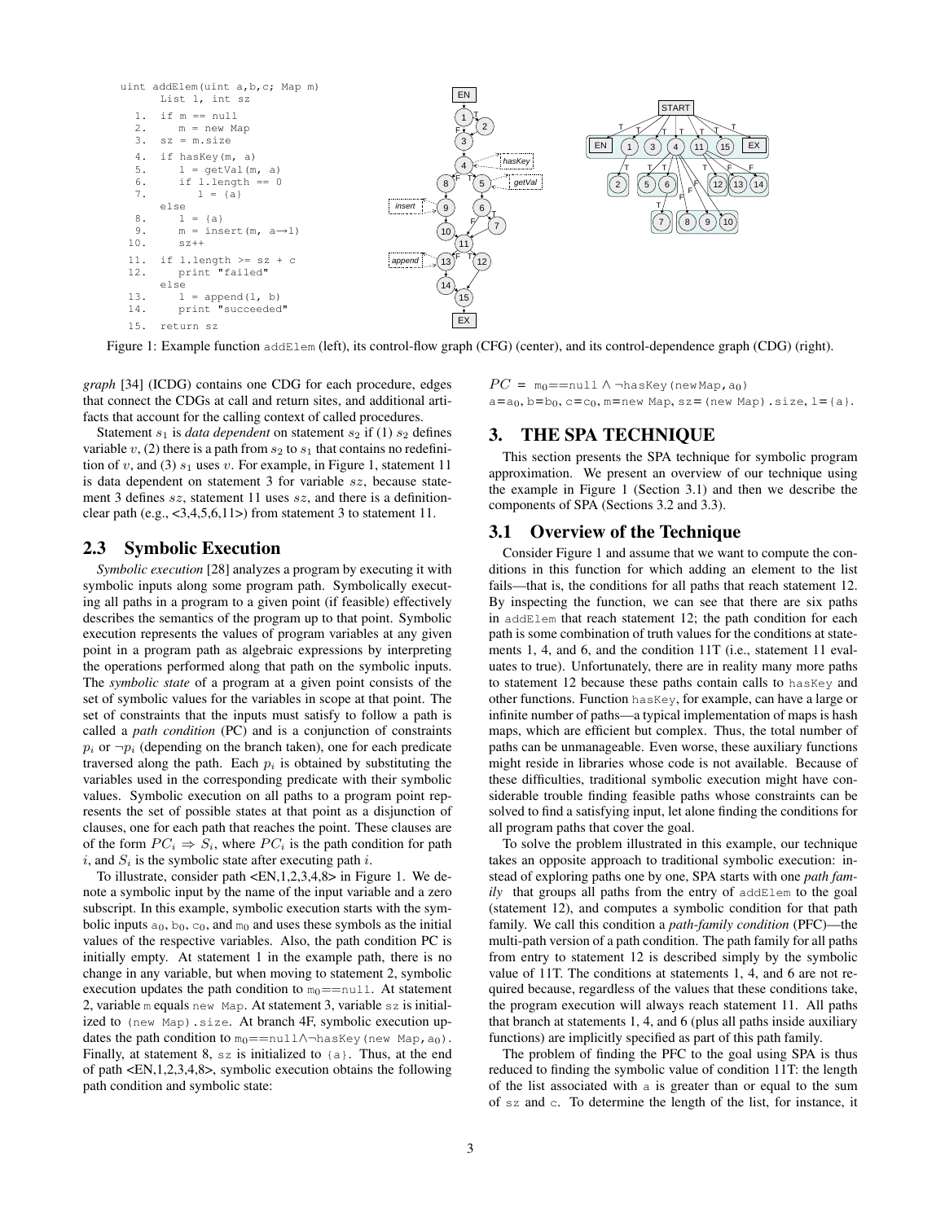```
uint addElem(uint a,b,c; Map m)
     List l, int sz
  1.  if m == null
  2.     m = new Map
  3.  sz = m.size
  4.  if hasKey(m, a)
  5.     l = getVal(m, a)
  6.     if l.length == 0
  7.        l = {a}
      else
  8.     l = {a}
  9.     m = insert(m, a→l)
 10.     sz++
 11.  if l.length >= sz + c
 12.     print "failed"
      else
 13.     l = append(l, b)
 14.     print "succeeded"
 15.  return sz
```

Figure 1: Example function `addElem` (left), its control-flow graph (CFG) (center), and its control-dependence graph (CDG) (right).

*graph* [34] (ICDG) contains one CDG for each procedure, edges that connect the CDGs at call and return sites, and additional artifacts that account for the calling context of called procedures.

Statement $s_1$ is *data dependent* on statement $s_2$ if (1) $s_2$ defines variable $v$, (2) there is a path from $s_2$ to $s_1$ that contains no redefinition of $v$, and (3) $s_1$ uses $v$. For example, in Figure 1, statement 11 is data dependent on statement 3 for variable $sz$, because statement 3 defines $sz$, statement 11 uses $sz$, and there is a definition-clear path (e.g., <3,4,5,6,11>) from statement 3 to statement 11.

## 2.3 Symbolic Execution

*Symbolic execution* [28] analyzes a program by executing it with symbolic inputs along some program path. Symbolically executing all paths in a program to a given point (if feasible) effectively describes the semantics of the program up to that point. Symbolic execution represents the values of program variables at any given point in a program path as algebraic expressions by interpreting the operations performed along that path on the symbolic inputs. The *symbolic state* of a program at a given point consists of the set of symbolic values for the variables in scope at that point. The set of constraints that the inputs must satisfy to follow a path is called a *path condition* (PC) and is a conjunction of constraints $p_i$ or $\neg p_i$ (depending on the branch taken), one for each predicate traversed along the path. Each $p_i$ is obtained by substituting the variables used in the corresponding predicate with their symbolic values. Symbolic execution on all paths to a program point represents the set of possible states at that point as a disjunction of clauses, one for each path that reaches the point. These clauses are of the form $PC_i \Rightarrow S_i$, where $PC_i$ is the path condition for path $i$, and $S_i$ is the symbolic state after executing path $i$.

To illustrate, consider path <EN,1,2,3,4,8> in Figure 1. We denote a symbolic input by the name of the input variable and a zero subscript. In this example, symbolic execution starts with the symbolic inputs $a_0$, $b_0$, $c_0$, and $m_0$ and uses these symbols as the initial values of the respective variables. Also, the path condition PC is initially empty. At statement 1 in the example path, there is no change in any variable, but when moving to statement 2, symbolic execution updates the path condition to $m_0$==null. At statement 2, variable m equals new Map. At statement 3, variable sz is initialized to (new Map).size. At branch 4F, symbolic execution updates the path condition to $m_0$==null∧¬hasKey(new Map,$a_0$). Finally, at statement 8, sz is initialized to {a}. Thus, at the end of path <EN,1,2,3,4,8>, symbolic execution obtains the following path condition and symbolic state:

$PC$ = $m_0$==null ∧ ¬hasKey(new Map,$a_0$)
a=$a_0$, b=$b_0$, c=$c_0$, m=new Map, sz=(new Map).size, l={a}.

# 3. THE SPA TECHNIQUE

This section presents the SPA technique for symbolic program approximation. We present an overview of our technique using the example in Figure 1 (Section 3.1) and then we describe the components of SPA (Sections 3.2 and 3.3).

## 3.1 Overview of the Technique

Consider Figure 1 and assume that we want to compute the conditions in this function for which adding an element to the list fails—that is, the conditions for all paths that reach statement 12. By inspecting the function, we can see that there are six paths in addElem that reach statement 12; the path condition for each path is some combination of truth values for the conditions at statements 1, 4, and 6, and the condition 11T (i.e., statement 11 evaluates to true). Unfortunately, there are in reality many more paths to statement 12 because these paths contain calls to hasKey and other functions. Function hasKey, for example, can have a large or infinite number of paths—a typical implementation of maps is hash maps, which are efficient but complex. Thus, the total number of paths can be unmanageable. Even worse, these auxiliary functions might reside in libraries whose code is not available. Because of these difficulties, traditional symbolic execution might have considerable trouble finding feasible paths whose constraints can be solved to find a satisfying input, let alone finding the conditions for all program paths that cover the goal.

To solve the problem illustrated in this example, our technique takes an opposite approach to traditional symbolic execution: instead of exploring paths one by one, SPA starts with one *path family* that groups all paths from the entry of addElem to the goal (statement 12), and computes a symbolic condition for that path family. We call this condition a *path-family condition* (PFC)—the multi-path version of a path condition. The path family for all paths from entry to statement 12 is described simply by the symbolic value of 11T. The conditions at statements 1, 4, and 6 are not required because, regardless of the values that these conditions take, the program execution will always reach statement 11. All paths that branch at statements 1, 4, and 6 (plus all paths inside auxiliary functions) are implicitly specified as part of this path family.

The problem of finding the PFC to the goal using SPA is thus reduced to finding the symbolic value of condition 11T: the length of the list associated with a is greater than or equal to the sum of sz and c. To determine the length of the list, for instance, it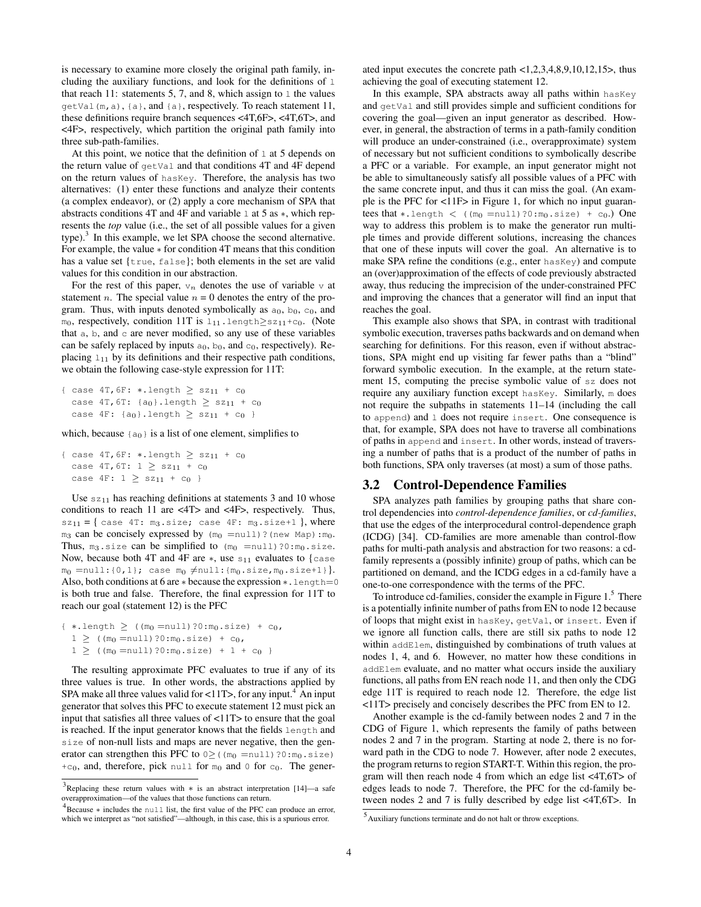is necessary to examine more closely the original path family, including the auxiliary functions, and look for the definitions of `l` that reach 11: statements 5, 7, and 8, which assign to `l` the values `getVal(m,a)`, `{a}`, and `{a}`, respectively. To reach statement 11, these definitions require branch sequences <4T,6F>, <4T,6T>, and <4F>, respectively, which partition the original path family into three sub-path-families.

At this point, we notice that the definition of `l` at 5 depends on the return value of `getVal` and that conditions 4T and 4F depend on the return values of `hasKey`. Therefore, the analysis has two alternatives: (1) enter these functions and analyze their contents (a complex endeavor), or (2) apply a core mechanism of SPA that abstracts conditions 4T and 4F and variable `l` at 5 as $*$, which represents the *top* value (i.e., the set of all possible values for a given type).[3] In this example, we let SPA choose the second alternative. For example, the value $*$ for condition 4T means that this condition has a value set {`true`, `false`}; both elements in the set are valid values for this condition in our abstraction.

For the rest of this paper, $v_n$ denotes the use of variable `v` at statement $n$. The special value $n = 0$ denotes the entry of the program. Thus, with inputs denoted symbolically as $a_0$, $b_0$, $c_0$, and $m_0$, respectively, condition 11T is $l_{11}$`.length`$\geq sz_{11}+c_0$. (Note that `a`, `b`, and `c` are never modified, so any use of these variables can be safely replaced by inputs $a_0$, $b_0$, and $c_0$, respectively). Replacing $l_{11}$ by its definitions and their respective path conditions, we obtain the following case-style expression for 11T:

```
{ case 4T,6F: *.length ≥ sz₁₁ + c₀
  case 4T,6T: {a₀}.length ≥ sz₁₁ + c₀
  case 4F: {a₀}.length ≥ sz₁₁ + c₀ }
```

which, because $\{a_0\}$ is a list of one element, simplifies to

```
{ case 4T,6F: *.length ≥ sz₁₁ + c₀
  case 4T,6T: 1 ≥ sz₁₁ + c₀
  case 4F: 1 ≥ sz₁₁ + c₀ }
```

Use $sz_{11}$ has reaching definitions at statements 3 and 10 whose conditions to reach 11 are <4T> and <4F>, respectively. Thus, $sz_{11}$ = { `case 4T:` $m_3$`.size;` `case 4F:` $m_3$`.size+1` }, where $m_3$ can be concisely expressed by ($m_0$ `=null)?(new Map):`$m_0$. Thus, $m_3$`.size` can be simplified to ($m_0$ `=null)?0:`$m_0$`.size`. Now, because both 4T and 4F are $*$, use $s_{11}$ evaluates to {`case` $m_0$ `=null:{0,1};` `case` $m_0$ $\neq$`null:{`$m_0$`.size,`$m_0$`.size+1}`}. Also, both conditions at 6 are $*$ because the expression $*$`.length=0` is both true and false. Therefore, the final expression for 11T to reach our goal (statement 12) is the PFC

```
{ *.length ≥ ((m₀ =null)?0:m₀.size) + c₀,
  1 ≥ ((m₀ =null)?0:m₀.size) + c₀,
  1 ≥ ((m₀ =null)?0:m₀.size) + 1 + c₀ }
```

The resulting approximate PFC evaluates to true if any of its three values is true. In other words, the abstractions applied by SPA make all three values valid for <11T>, for any input.[4] An input generator that solves this PFC to execute statement 12 must pick an input that satisfies all three values of <11T> to ensure that the goal is reached. If the input generator knows that the fields `length` and `size` of non-null lists and maps are never negative, then the generator can strengthen this PFC to $0\geq$`((`$m_0$ `=null)?0:`$m_0$`.size)` $+c_0$, and, therefore, pick `null` for $m_0$ and `0` for $c_0$. The generated input executes the concrete path <1,2,3,4,8,9,10,12,15>, thus achieving the goal of executing statement 12.

In this example, SPA abstracts away all paths within `hasKey` and `getVal` and still provides simple and sufficient conditions for covering the goal—given an input generator as described. However, in general, the abstraction of terms in a path-family condition will produce an under-constrained (i.e., overapproximate) system of necessary but not sufficient conditions to symbolically describe a PFC or a variable. For example, an input generator might not be able to simultaneously satisfy all possible values of a PFC with the same concrete input, and thus it can miss the goal. (An example is the PFC for <11F> in Figure 1, for which no input guarantees that $*$`.length <` `((`$m_0$ `=null)?0:`$m_0$`.size) +` $c_0$.) One way to address this problem is to make the generator run multiple times and provide different solutions, increasing the chances that one of these inputs will cover the goal. An alternative is to make SPA refine the conditions (e.g., enter `hasKey`) and compute an (over)approximation of the effects of code previously abstracted away, thus reducing the imprecision of the under-constrained PFC and improving the chances that a generator will find an input that reaches the goal.

This example also shows that SPA, in contrast with traditional symbolic execution, traverses paths backwards and on demand when searching for definitions. For this reason, even if without abstractions, SPA might end up visiting far fewer paths than a "blind" forward symbolic execution. In the example, at the return statement 15, computing the precise symbolic value of `sz` does not require any auxiliary function except `hasKey`. Similarly, `m` does not require the subpaths in statements 11–14 (including the call to `append`) and `l` does not require `insert`. One consequence is that, for example, SPA does not have to traverse all combinations of paths in `append` and `insert`. In other words, instead of traversing a number of paths that is a product of the number of paths in both functions, SPA only traverses (at most) a sum of those paths.

## 3.2 Control-Dependence Families

SPA analyzes path families by grouping paths that share control dependencies into *control-dependence families*, or *cd-families*, that use the edges of the interprocedural control-dependence graph (ICDG) [34]. CD-families are more amenable than control-flow paths for multi-path analysis and abstraction for two reasons: a cd-family represents a (possibly infinite) group of paths, which can be partitioned on demand, and the ICDG edges in a cd-family have a one-to-one correspondence with the terms of the PFC.

To introduce cd-families, consider the example in Figure 1.[5] There is a potentially infinite number of paths from EN to node 12 because of loops that might exist in `hasKey`, `getVal`, or `insert`. Even if we ignore all function calls, there are still six paths to node 12 within `addElem`, distinguished by combinations of truth values at nodes 1, 4, and 6. However, no matter how these conditions in `addElem` evaluate, and no matter what occurs inside the auxiliary functions, all paths from EN reach node 11, and then only the CDG edge 11T is required to reach node 12. Therefore, the edge list <11T> precisely and concisely describes the PFC from EN to 12.

Another example is the cd-family between nodes 2 and 7 in the CDG of Figure 1, which represents the family of paths between nodes 2 and 7 in the program. Starting at node 2, there is no forward path in the CDG to node 7. However, after node 2 executes, the program will then reach node 4 from which an edge list <4T,6T> of edges leads to node 7. Therefore, the PFC for the cd-family between nodes 2 and 7 is fully described by edge list <4T,6T>. In

---

[3] Replacing these return values with $*$ is an abstract interpretation [14]—a safe overapproximation—of the values that those functions can return.

[4] Because $*$ includes the `null` list, the first value of the PFC can produce an error, which we interpret as "not satisfied"—although, in this case, this is a spurious error.

[5] Auxiliary functions terminate and do not halt or throw exceptions.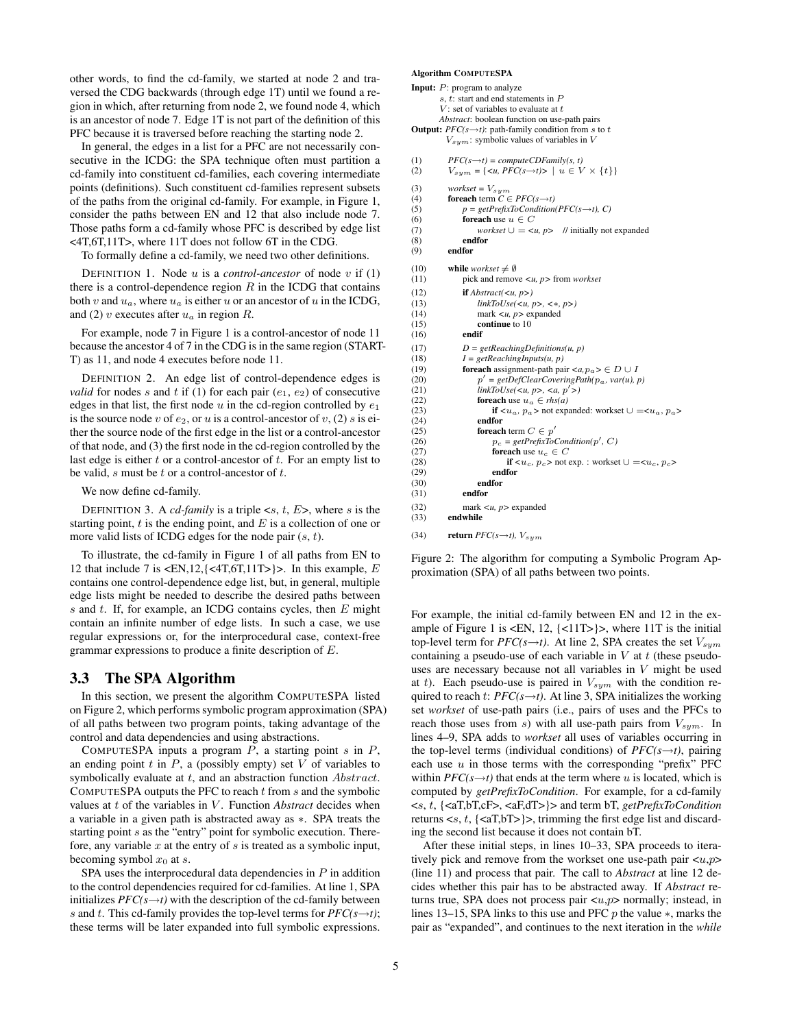other words, to find the cd-family, we started at node 2 and traversed the CDG backwards (through edge 1T) until we found a region in which, after returning from node 2, we found node 4, which is an ancestor of node 7. Edge 1T is not part of the definition of this PFC because it is traversed before reaching the starting node 2.

In general, the edges in a list for a PFC are not necessarily consecutive in the ICDG: the SPA technique often must partition a cd-family into constituent cd-families, each covering intermediate points (definitions). Such constituent cd-families represent subsets of the paths from the original cd-family. For example, in Figure 1, consider the paths between EN and 12 that also include node 7. Those paths form a cd-family whose PFC is described by edge list <4T,6T,11T>, where 11T does not follow 6T in the CDG.

To formally define a cd-family, we need two other definitions.

DEFINITION 1. Node $u$ is a *control-ancestor* of node $v$ if (1) there is a control-dependence region $R$ in the ICDG that contains both $v$ and $u_a$, where $u_a$ is either $u$ or an ancestor of $u$ in the ICDG, and (2) $v$ executes after $u_a$ in region $R$.

For example, node 7 in Figure 1 is a control-ancestor of node 11 because the ancestor 4 of 7 in the CDG is in the same region (START-T) as 11, and node 4 executes before node 11.

DEFINITION 2. An edge list of control-dependence edges is *valid* for nodes $s$ and $t$ if (1) for each pair ($e_1$, $e_2$) of consecutive edges in that list, the first node $u$ in the cd-region controlled by $e_1$ is the source node $v$ of $e_2$, or $u$ is a control-ancestor of $v$, (2) $s$ is either the source node of the first edge in the list or a control-ancestor of that node, and (3) the first node in the cd-region controlled by the last edge is either $t$ or a control-ancestor of $t$. For an empty list to be valid, $s$ must be $t$ or a control-ancestor of $t$.

We now define cd-family.

DEFINITION 3. A *cd-family* is a triple <$s$, $t$, $E$>, where $s$ is the starting point, $t$ is the ending point, and $E$ is a collection of one or more valid lists of ICDG edges for the node pair ($s$, $t$).

To illustrate, the cd-family in Figure 1 of all paths from EN to 12 that include 7 is <EN,12,{<4T,6T,11T>}>. In this example, $E$ contains one control-dependence edge list, but, in general, multiple edge lists might be needed to describe the desired paths between $s$ and $t$. If, for example, an ICDG contains cycles, then $E$ might contain an infinite number of edge lists. In such a case, we use regular expressions or, for the interprocedural case, context-free grammar expressions to produce a finite description of $E$.

## 3.3 The SPA Algorithm

In this section, we present the algorithm COMPUTESPA listed on Figure 2, which performs symbolic program approximation (SPA) of all paths between two program points, taking advantage of the control and data dependencies and using abstractions.

COMPUTESPA inputs a program $P$, a starting point $s$ in $P$, an ending point $t$ in $P$, a (possibly empty) set $V$ of variables to symbolically evaluate at $t$, and an abstraction function $Abstract$. COMPUTESPA outputs the PFC to reach $t$ from $s$ and the symbolic values at $t$ of the variables in $V$. Function *Abstract* decides when a variable in a given path is abstracted away as $*$. SPA treats the starting point $s$ as the "entry" point for symbolic execution. Therefore, any variable $x$ at the entry of $s$ is treated as a symbolic input, becoming symbol $x_0$ at $s$.

SPA uses the interprocedural data dependencies in $P$ in addition to the control dependencies required for cd-families. At line 1, SPA initializes *PFC(s→t)* with the description of the cd-family between $s$ and $t$. This cd-family provides the top-level terms for *PFC(s→t)*; these terms will be later expanded into full symbolic expressions.

**Algorithm COMPUTESPA**

```
Input: P: program to analyze
       s, t: start and end statements in P
       V: set of variables to evaluate at t
       Abstract: boolean function on use-path pairs
Output: PFC(s→t): path-family condition from s to t
        V_sym: symbolic values of variables in V

(1)   PFC(s→t) = computeCDFamily(s, t)
(2)   V_sym = {<u, PFC(s→t)> | u ∈ V × {t}}
(3)   worklist = V_sym
(4)   foreach term C ∈ PFC(s→t)
(5)       p = getPrefixToCondition(PFC(s→t), C)
(6)       foreach use u ∈ C
(7)           workset ∪ = <u, p>   // initially not expanded
(8)       endfor
(9)   endfor
(10)  while workset ≠ ∅
(11)      pick and remove <u, p> from workset
(12)      if Abstract(<u, p>)
(13)          linkToUse(<u, p>, <*, p>)
(14)          mark <u, p> expanded
(15)          continue to 10
(16)      endif
(17)      D = getReachingDefinitions(u, p)
(18)      I = getReachingInputs(u, p)
(19)      foreach assignment-path pair <a,p_a> ∈ D ∪ I
(20)          p' = getDefClearCoveringPath(p_a, var(u), p)
(21)          linkToUse(<u, p>, <a, p'>)
(22)          foreach use u_a ∈ rhs(a)
(23)              if <u_a, p_a> not expanded: workset ∪ =<u_a, p_a>
(24)          endfor
(25)          foreach term C ∈ p'
(26)              p_c = getPrefixToCondition(p', C)
(27)              foreach use u_c ∈ C
(28)                  if <u_c, p_c> not exp. : workset ∪ =<u_c, p_c>
(29)              endfor
(30)          endfor
(31)      endfor
(32)      mark <u, p> expanded
(33)  endwhile
(34)  return PFC(s→t), V_sym
```

Figure 2: The algorithm for computing a Symbolic Program Approximation (SPA) of all paths between two points.

For example, the initial cd-family between EN and 12 in the example of Figure 1 is <EN, 12, {<11T>}>, where 11T is the initial top-level term for *PFC(s→t)*. At line 2, SPA creates the set $V_{sym}$ containing a pseudo-use of each variable in $V$ at $t$ (these pseudo-uses are necessary because not all variables in $V$ might be used at $t$). Each pseudo-use is paired in $V_{sym}$ with the condition required to reach $t$: *PFC(s→t)*. At line 3, SPA initializes the working set *workset* of use-path pairs (i.e., pairs of uses and the PFCs to reach those uses from $s$) with all use-path pairs from $V_{sym}$. In lines 4–9, SPA adds to *workset* all uses of variables occurring in the top-level terms (individual conditions) of *PFC(s→t)*, pairing each use $u$ in those terms with the corresponding "prefix" PFC within *PFC(s→t)* that ends at the term where $u$ is located, which is computed by *getPrefixToCondition*. For example, for a cd-family <$s$, $t$, {<aT,bT,cF>, <aF,dT>}> and term bT, *getPrefixToCondition* returns <$s$, $t$, {<aT,bT>}>, trimming the first edge list and discarding the second list because it does not contain bT.

After these initial steps, in lines 10–33, SPA proceeds to iteratively pick and remove from the workset one use-path pair <$u$,$p$> (line 11) and process that pair. The call to *Abstract* at line 12 decides whether this pair has to be abstracted away. If *Abstract* returns true, SPA does not process pair <$u$,$p$> normally; instead, in lines 13–15, SPA links to this use and PFC $p$ the value $*$, marks the pair as "expanded", and continues to the next iteration in the *while*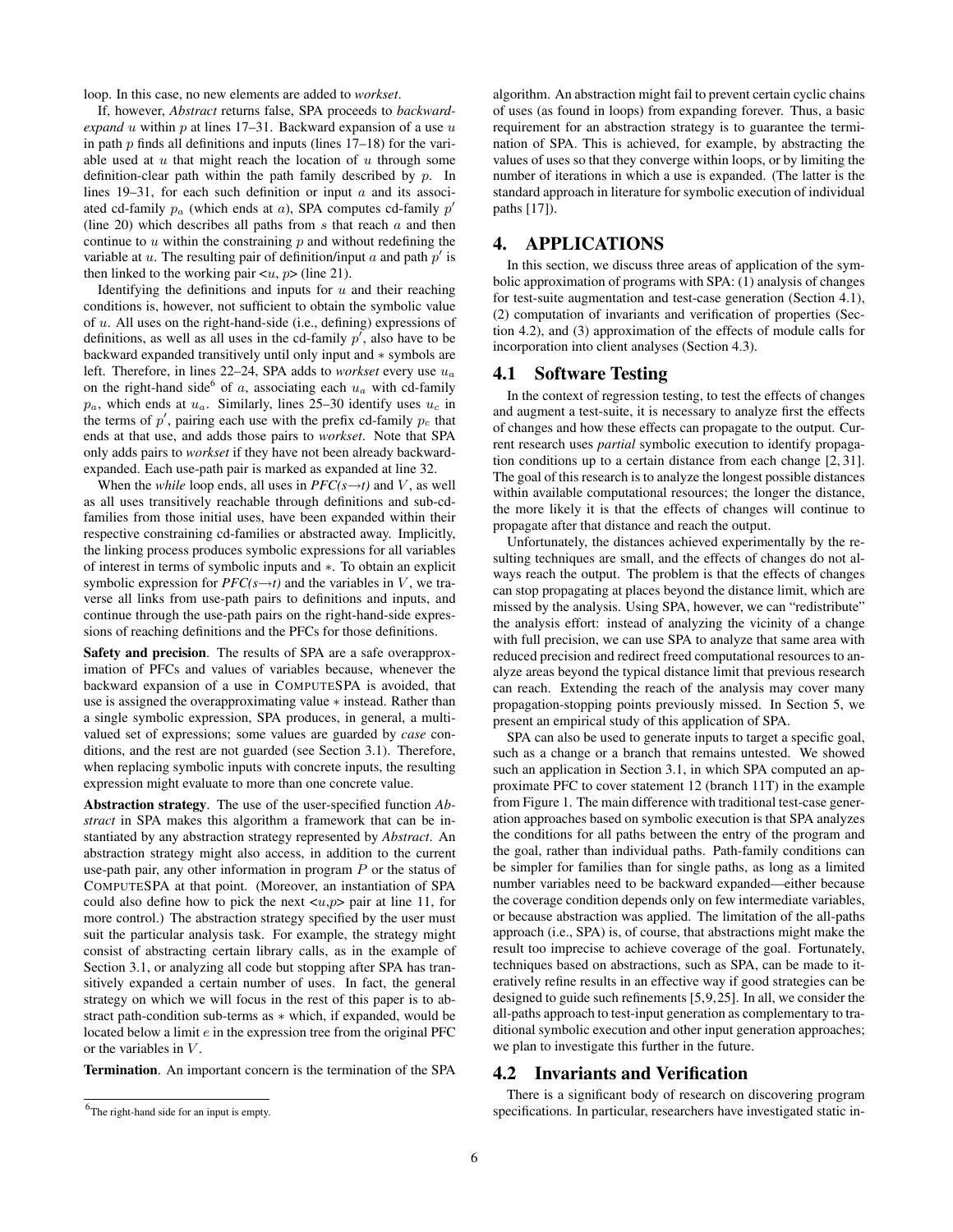loop. In this case, no new elements are added to *workset*.

If, however, *Abstract* returns false, SPA proceeds to *backward-expand* $u$ within $p$ at lines 17–31. Backward expansion of a use $u$ in path $p$ finds all definitions and inputs (lines 17–18) for the variable used at $u$ that might reach the location of $u$ through some definition-clear path within the path family described by $p$. In lines 19–31, for each such definition or input $a$ and its associated cd-family $p_a$ (which ends at $a$), SPA computes cd-family $p'$ (line 20) which describes all paths from $s$ that reach $a$ and then continue to $u$ within the constraining $p$ and without redefining the variable at $u$. The resulting pair of definition/input $a$ and path $p'$ is then linked to the working pair <$u$, $p$> (line 21).

Identifying the definitions and inputs for $u$ and their reaching conditions is, however, not sufficient to obtain the symbolic value of $u$. All uses on the right-hand-side (i.e., defining) expressions of definitions, as well as all uses in the cd-family $p'$, also have to be backward expanded transitively until only input and $*$ symbols are left. Therefore, in lines 22–24, SPA adds to *workset* every use $u_a$ on the right-hand side[6] of $a$, associating each $u_a$ with cd-family $p_a$, which ends at $u_a$. Similarly, lines 25–30 identify uses $u_c$ in the terms of $p'$, pairing each use with the prefix cd-family $p_c$ that ends at that use, and adds those pairs to *workset*. Note that SPA only adds pairs to *workset* if they have not been already backward-expanded. Each use-path pair is marked as expanded at line 32.

When the *while* loop ends, all uses in *PFC(s→t)* and $V$, as well as all uses transitively reachable through definitions and sub-cd-families from those initial uses, have been expanded within their respective constraining cd-families or abstracted away. Implicitly, the linking process produces symbolic expressions for all variables of interest in terms of symbolic inputs and $*$. To obtain an explicit symbolic expression for *PFC(s→t)* and the variables in $V$, we traverse all links from use-path pairs to definitions and inputs, and continue through the use-path pairs on the right-hand-side expressions of reaching definitions and the PFCs for those definitions.

**Safety and precision**. The results of SPA are a safe overapproximation of PFCs and values of variables because, whenever the backward expansion of a use in COMPUTESPA is avoided, that use is assigned the overapproximating value $*$ instead. Rather than a single symbolic expression, SPA produces, in general, a multi-valued set of expressions; some values are guarded by *case* conditions, and the rest are not guarded (see Section 3.1). Therefore, when replacing symbolic inputs with concrete inputs, the resulting expression might evaluate to more than one concrete value.

**Abstraction strategy**. The use of the user-specified function *Abstract* in SPA makes this algorithm a framework that can be instantiated by any abstraction strategy represented by *Abstract*. An abstraction strategy might also access, in addition to the current use-path pair, any other information in program $P$ or the status of COMPUTESPA at that point. (Moreover, an instantiation of SPA could also define how to pick the next <$u$,$p$> pair at line 11, for more control.) The abstraction strategy specified by the user must suit the particular analysis task. For example, the strategy might consist of abstracting certain library calls, as in the example of Section 3.1, or analyzing all code but stopping after SPA has transitively expanded a certain number of uses. In fact, the general strategy on which we will focus in the rest of this paper is to abstract path-condition sub-terms as $*$ which, if expanded, would be located below a limit $e$ in the expression tree from the original PFC or the variables in $V$.

**Termination**. An important concern is the termination of the SPA algorithm. An abstraction might fail to prevent certain cyclic chains of uses (as found in loops) from expanding forever. Thus, a basic requirement for an abstraction strategy is to guarantee the termination of SPA. This is achieved, for example, by abstracting the values of uses so that they converge within loops, or by limiting the number of iterations in which a use is expanded. (The latter is the standard approach in literature for symbolic execution of individual paths [17]).

[6]The right-hand side for an input is empty.

# 4. APPLICATIONS

In this section, we discuss three areas of application of the symbolic approximation of programs with SPA: (1) analysis of changes for test-suite augmentation and test-case generation (Section 4.1), (2) computation of invariants and verification of properties (Section 4.2), and (3) approximation of the effects of module calls for incorporation into client analyses (Section 4.3).

## 4.1 Software Testing

In the context of regression testing, to test the effects of changes and augment a test-suite, it is necessary to analyze first the effects of changes and how these effects can propagate to the output. Current research uses *partial* symbolic execution to identify propagation conditions up to a certain distance from each change [2, 31]. The goal of this research is to analyze the longest possible distances within available computational resources; the longer the distance, the more likely it is that the effects of changes will continue to propagate after that distance and reach the output.

Unfortunately, the distances achieved experimentally by the resulting techniques are small, and the effects of changes do not always reach the output. The problem is that the effects of changes can stop propagating at places beyond the distance limit, which are missed by the analysis. Using SPA, however, we can "redistribute" the analysis effort: instead of analyzing the vicinity of a change with full precision, we can use SPA to analyze that same area with reduced precision and redirect freed computational resources to analyze areas beyond the typical distance limit that previous research can reach. Extending the reach of the analysis may cover many propagation-stopping points previously missed. In Section 5, we present an empirical study of this application of SPA.

SPA can also be used to generate inputs to target a specific goal, such as a change or a branch that remains untested. We showed such an application in Section 3.1, in which SPA computed an approximate PFC to cover statement 12 (branch 11T) in the example from Figure 1. The main difference with traditional test-case generation approaches based on symbolic execution is that SPA analyzes the conditions for all paths between the entry of the program and the goal, rather than individual paths. Path-family conditions can be simpler for families than for single paths, as long as a limited number variables need to be backward expanded—either because the coverage condition depends only on few intermediate variables, or because abstraction was applied. The limitation of the all-paths approach (i.e., SPA) is, of course, that abstractions might make the result too imprecise to achieve coverage of the goal. Fortunately, techniques based on abstractions, such as SPA, can be made to iteratively refine results in an effective way if good strategies can be designed to guide such refinements [5,9,25]. In all, we consider the all-paths approach to test-input generation as complementary to traditional symbolic execution and other input generation approaches; we plan to investigate this further in the future.

## 4.2 Invariants and Verification

There is a significant body of research on discovering program specifications. In particular, researchers have investigated static in-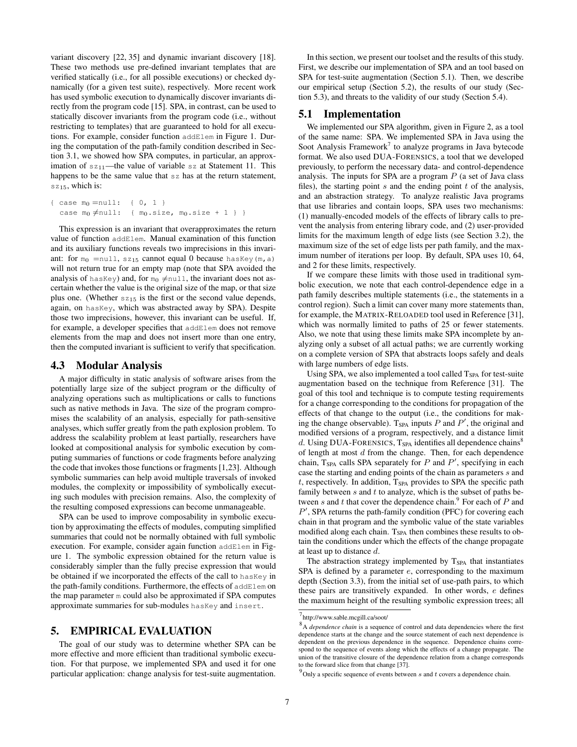variant discovery [22, 35] and dynamic invariant discovery [18]. These two methods use pre-defined invariant templates that are verified statically (i.e., for all possible executions) or checked dynamically (for a given test suite), respectively. More recent work has used symbolic execution to dynamically discover invariants directly from the program code [15]. SPA, in contrast, can be used to statically discover invariants from the program code (i.e., without restricting to templates) that are guaranteed to hold for all executions. For example, consider function `addElem` in Figure 1. During the computation of the path-family condition described in Section 3.1, we showed how SPA computes, in particular, an approximation of $sz_{11}$—the value of variable `sz` at Statement 11. This happens to be the same value that `sz` has at the return statement, $sz_{15}$, which is:

$$\{\ \text{case } m_0 = \text{null}:\ \{\ 0,\ 1\ \}\quad \text{case } m_0 \neq \text{null}:\ \{\ m_0.\text{size},\ m_0.\text{size} + 1\ \}\ \}$$

This expression is an invariant that overapproximates the return value of function `addElem`. Manual examination of this function and its auxiliary functions reveals two imprecisions in this invariant: for $m_0 = \text{null}$, $sz_{15}$ cannot equal 0 because `hasKey(m,a)` will not return true for an empty map (note that SPA avoided the analysis of `hasKey`) and, for $m_0 \neq \text{null}$, the invariant does not ascertain whether the value is the original size of the map, or that size plus one. (Whether $sz_{15}$ is the first or the second value depends, again, on `hasKey`, which was abstracted away by SPA). Despite those two imprecisions, however, this invariant can be useful. If, for example, a developer specifies that `addElem` does not remove elements from the map and does not insert more than one entry, then the computed invariant is sufficient to verify that specification.

### 4.3 Modular Analysis

A major difficulty in static analysis of software arises from the potentially large size of the subject program or the difficulty of analyzing operations such as multiplications or calls to functions such as native methods in Java. The size of the program compromises the scalability of an analysis, especially for path-sensitive analyses, which suffer greatly from the path explosion problem. To address the scalability problem at least partially, researchers have looked at compositional analysis for symbolic execution by computing summaries of functions or code fragments before analyzing the code that invokes those functions or fragments [1,23]. Although symbolic summaries can help avoid multiple traversals of invoked modules, the complexity or impossibility of symbolically executing such modules with precision remains. Also, the complexity of the resulting composed expressions can become unmanageable.

SPA can be used to improve composability in symbolic execution by approximating the effects of modules, computing simplified summaries that could not be normally obtained with full symbolic execution. For example, consider again function `addElem` in Figure 1. The symbolic expression obtained for the return value is considerably simpler than the fully precise expression that would be obtained if we incorporated the effects of the call to `hasKey` in the path-family conditions. Furthermore, the effects of `addElem` on the map parameter `m` could also be approximated if SPA computes approximate summaries for sub-modules `hasKey` and `insert`.

## 5. EMPIRICAL EVALUATION

The goal of our study was to determine whether SPA can be more effective and more efficient than traditional symbolic execution. For that purpose, we implemented SPA and used it for one particular application: change analysis for test-suite augmentation.

In this section, we present our toolset and the results of this study. First, we describe our implementation of SPA and an tool based on SPA for test-suite augmentation (Section 5.1). Then, we describe our empirical setup (Section 5.2), the results of our study (Section 5.3), and threats to the validity of our study (Section 5.4).

### 5.1 Implementation

We implemented our SPA algorithm, given in Figure 2, as a tool of the same name: SPA. We implemented SPA in Java using the Soot Analysis Framework[7] to analyze programs in Java bytecode format. We also used DUA-FORENSICS, a tool that we developed previously, to perform the necessary data- and control-dependence analysis. The inputs for SPA are a program $P$ (a set of Java class files), the starting point $s$ and the ending point $t$ of the analysis, and an abstraction strategy. To analyze realistic Java programs that use libraries and contain loops, SPA uses two mechanisms: (1) manually-encoded models of the effects of library calls to prevent the analysis from entering library code, and (2) user-provided limits for the maximum length of edge lists (see Section 3.2), the maximum size of the set of edge lists per path family, and the maximum number of iterations per loop. By default, SPA uses 10, 64, and 2 for these limits, respectively.

If we compare these limits with those used in traditional symbolic execution, we note that each control-dependence edge in a path family describes multiple statements (i.e., the statements in a control region). Such a limit can cover many more statements than, for example, the MATRIX-RELOADED tool used in Reference [31], which was normally limited to paths of 25 or fewer statements. Also, we note that using these limits make SPA incomplete by analyzing only a subset of all actual paths; we are currently working on a complete version of SPA that abstracts loops safely and deals with large numbers of edge lists.

Using SPA, we also implemented a tool called $T_{SPA}$ for test-suite augmentation based on the technique from Reference [31]. The goal of this tool and technique is to compute testing requirements for a change corresponding to the conditions for propagation of the effects of that change to the output (i.e., the conditions for making the change observable). $T_{SPA}$ inputs $P$ and $P'$, the original and modified versions of a program, respectively, and a distance limit $d$. Using DUA-FORENSICS, $T_{SPA}$ identifies all dependence chains[8] of length at most $d$ from the change. Then, for each dependence chain, $T_{SPA}$ calls SPA separately for $P$ and $P'$, specifying in each case the starting and ending points of the chain as parameters $s$ and $t$, respectively. In addition, $T_{SPA}$ provides to SPA the specific path family between $s$ and $t$ to analyze, which is the subset of paths between $s$ and $t$ that cover the dependence chain.[9] For each of $P$ and $P'$, SPA returns the path-family condition (PFC) for covering each chain in that program and the symbolic value of the state variables modified along each chain. $T_{SPA}$ then combines these results to obtain the conditions under which the effects of the change propagate at least up to distance $d$.

The abstraction strategy implemented by $T_{SPA}$ that instantiates SPA is defined by a parameter $e$, corresponding to the maximum depth (Section 3.3), from the initial set of use-path pairs, to which these pairs are transitively expanded. In other words, $e$ defines the maximum height of the resulting symbolic expression trees; all

[7] http://www.sable.mcgill.ca/soot/

[8] A *dependence chain* is a sequence of control and data dependencies where the first dependence starts at the change and the source statement of each next dependence is dependent on the previous dependence in the sequence. Dependence chains correspond to the sequence of events along which the effects of a change propagate. The union of the transitive closure of the dependence relation from a change corresponds to the forward slice from that change [37].

[9] Only a specific sequence of events between $s$ and $t$ covers a dependence chain.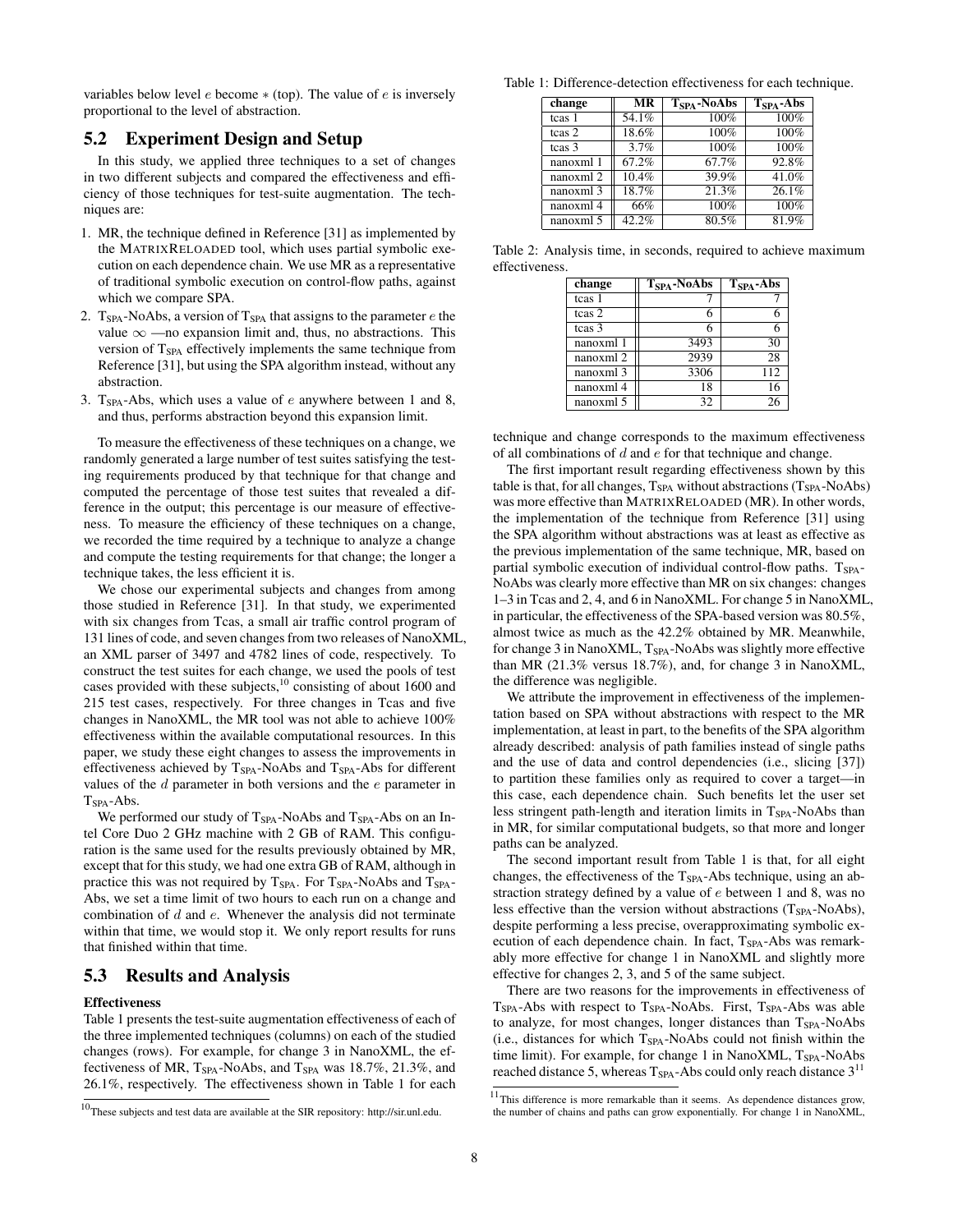variables below level $e$ become $*$ (top). The value of $e$ is inversely proportional to the level of abstraction.

## 5.2 Experiment Design and Setup

In this study, we applied three techniques to a set of changes in two different subjects and compared the effectiveness and efficiency of those techniques for test-suite augmentation. The techniques are:

1. MR, the technique defined in Reference [31] as implemented by the MATRIXRELOADED tool, which uses partial symbolic execution on each dependence chain. We use MR as a representative of traditional symbolic execution on control-flow paths, against which we compare SPA.
2. $T_{SPA}$-NoAbs, a version of $T_{SPA}$ that assigns to the parameter $e$ the value $\infty$ —no expansion limit and, thus, no abstractions. This version of $T_{SPA}$ effectively implements the same technique from Reference [31], but using the SPA algorithm instead, without any abstraction.
3. $T_{SPA}$-Abs, which uses a value of $e$ anywhere between 1 and 8, and thus, performs abstraction beyond this expansion limit.

To measure the effectiveness of these techniques on a change, we randomly generated a large number of test suites satisfying the testing requirements produced by that technique for that change and computed the percentage of those test suites that revealed a difference in the output; this percentage is our measure of effectiveness. To measure the efficiency of these techniques on a change, we recorded the time required by a technique to analyze a change and compute the testing requirements for that change; the longer a technique takes, the less efficient it is.

We chose our experimental subjects and changes from among those studied in Reference [31]. In that study, we experimented with six changes from Tcas, a small air traffic control program of 131 lines of code, and seven changes from two releases of NanoXML, an XML parser of 3497 and 4782 lines of code, respectively. To construct the test suites for each change, we used the pools of test cases provided with these subjects,[10] consisting of about 1600 and 215 test cases, respectively. For three changes in Tcas and five changes in NanoXML, the MR tool was not able to achieve 100% effectiveness within the available computational resources. In this paper, we study these eight changes to assess the improvements in effectiveness achieved by $T_{SPA}$-NoAbs and $T_{SPA}$-Abs for different values of the $d$ parameter in both versions and the $e$ parameter in $T_{SPA}$-Abs.

We performed our study of $T_{SPA}$-NoAbs and $T_{SPA}$-Abs on an Intel Core Duo 2 GHz machine with 2 GB of RAM. This configuration is the same used for the results previously obtained by MR, except that for this study, we had one extra GB of RAM, although in practice this was not required by $T_{SPA}$. For $T_{SPA}$-NoAbs and $T_{SPA}$-Abs, we set a time limit of two hours to each run on a change and combination of $d$ and $e$. Whenever the analysis did not terminate within that time, we would stop it. We only report results for runs that finished within that time.

## 5.3 Results and Analysis

**Effectiveness**

Table 1 presents the test-suite augmentation effectiveness of each of the three implemented techniques (columns) on each of the studied changes (rows). For example, for change 3 in NanoXML, the effectiveness of MR, $T_{SPA}$-NoAbs, and $T_{SPA}$ was 18.7%, 21.3%, and 26.1%, respectively. The effectiveness shown in Table 1 for each technique and change corresponds to the maximum effectiveness of all combinations of $d$ and $e$ for that technique and change.

Table 1: Difference-detection effectiveness for each technique.

| change | MR | $T_{SPA}$-NoAbs | $T_{SPA}$-Abs |
|---|---|---|---|
| tcas 1 | 54.1% | 100% | 100% |
| tcas 2 | 18.6% | 100% | 100% |
| tcas 3 | 3.7% | 100% | 100% |
| nanoxml 1 | 67.2% | 67.7% | 92.8% |
| nanoxml 2 | 10.4% | 39.9% | 41.0% |
| nanoxml 3 | 18.7% | 21.3% | 26.1% |
| nanoxml 4 | 66% | 100% | 100% |
| nanoxml 5 | 42.2% | 80.5% | 81.9% |

Table 2: Analysis time, in seconds, required to achieve maximum effectiveness.

| change | $T_{SPA}$-NoAbs | $T_{SPA}$-Abs |
|---|---|---|
| tcas 1 | 7 | 7 |
| tcas 2 | 6 | 6 |
| tcas 3 | 6 | 6 |
| nanoxml 1 | 3493 | 30 |
| nanoxml 2 | 2939 | 28 |
| nanoxml 3 | 3306 | 112 |
| nanoxml 4 | 18 | 16 |
| nanoxml 5 | 32 | 26 |

The first important result regarding effectiveness shown by this table is that, for all changes, $T_{SPA}$ without abstractions ($T_{SPA}$-NoAbs) was more effective than MATRIXRELOADED (MR). In other words, the implementation of the technique from Reference [31] using the SPA algorithm without abstractions was at least as effective as the previous implementation of the same technique, MR, based on partial symbolic execution of individual control-flow paths. $T_{SPA}$-NoAbs was clearly more effective than MR on six changes: changes 1–3 in Tcas and 2, 4, and 6 in NanoXML. For change 5 in NanoXML, in particular, the effectiveness of the SPA-based version was 80.5%, almost twice as much as the 42.2% obtained by MR. Meanwhile, for change 3 in NanoXML, $T_{SPA}$-NoAbs was slightly more effective than MR (21.3% versus 18.7%), and, for change 3 in NanoXML, the difference was negligible.

We attribute the improvement in effectiveness of the implementation based on SPA without abstractions with respect to the MR implementation, at least in part, to the benefits of the SPA algorithm already described: analysis of path families instead of single paths and the use of data and control dependencies (i.e., slicing [37]) to partition these families only as required to cover a target—in this case, each dependence chain. Such benefits let the user set less stringent path-length and iteration limits in $T_{SPA}$-NoAbs than in MR, for similar computational budgets, so that more and longer paths can be analyzed.

The second important result from Table 1 is that, for all eight changes, the effectiveness of the $T_{SPA}$-Abs technique, using an abstraction strategy defined by a value of $e$ between 1 and 8, was no less effective than the version without abstractions ($T_{SPA}$-NoAbs), despite performing a less precise, overapproximating symbolic execution of each dependence chain. In fact, $T_{SPA}$-Abs was remarkably more effective for change 1 in NanoXML and slightly more effective for changes 2, 3, and 5 of the same subject.

There are two reasons for the improvements in effectiveness of $T_{SPA}$-Abs with respect to $T_{SPA}$-NoAbs. First, $T_{SPA}$-Abs was able to analyze, for most changes, longer distances than $T_{SPA}$-NoAbs (i.e., distances for which $T_{SPA}$-NoAbs could not finish within the time limit). For example, for change 1 in NanoXML, $T_{SPA}$-NoAbs reached distance 5, whereas $T_{SPA}$-Abs could only reach distance 3[11]

[10]These subjects and test data are available at the SIR repository: http://sir.unl.edu.

[11]This difference is more remarkable than it seems. As dependence distances grow, the number of chains and paths can grow exponentially. For change 1 in NanoXML,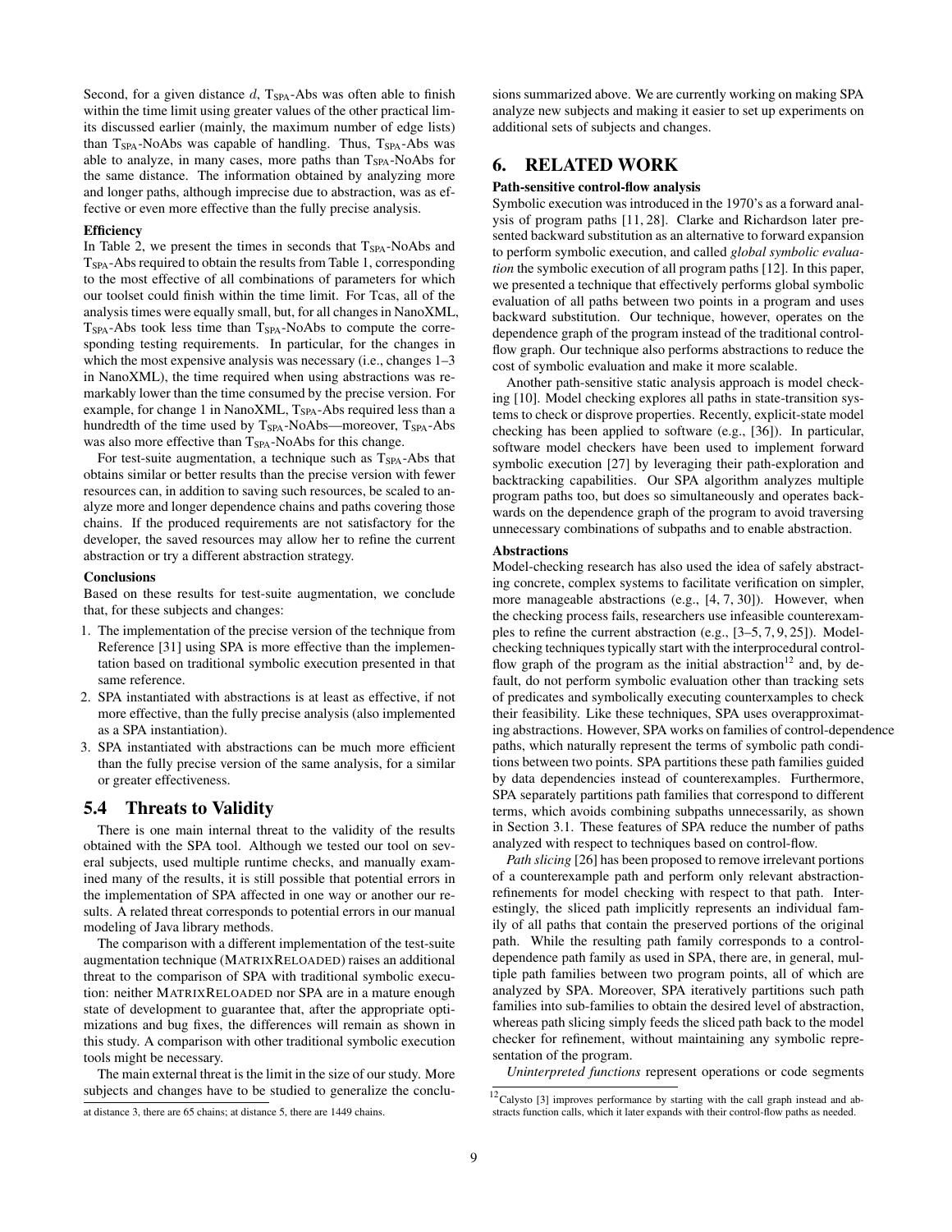Second, for a given distance $d$, $T_{SPA}$-Abs was often able to finish within the time limit using greater values of the other practical limits discussed earlier (mainly, the maximum number of edge lists) than $T_{SPA}$-NoAbs was capable of handling. Thus, $T_{SPA}$-Abs was able to analyze, in many cases, more paths than $T_{SPA}$-NoAbs for the same distance. The information obtained by analyzing more and longer paths, although imprecise due to abstraction, was as effective or even more effective than the fully precise analysis.

**Efficiency**

In Table 2, we present the times in seconds that $T_{SPA}$-NoAbs and $T_{SPA}$-Abs required to obtain the results from Table 1, corresponding to the most effective of all combinations of parameters for which our toolset could finish within the time limit. For Tcas, all of the analysis times were equally small, but, for all changes in NanoXML, $T_{SPA}$-Abs took less time than $T_{SPA}$-NoAbs to compute the corresponding testing requirements. In particular, for the changes in which the most expensive analysis was necessary (i.e., changes 1–3 in NanoXML), the time required when using abstractions was remarkably lower than the time consumed by the precise version. For example, for change 1 in NanoXML, $T_{SPA}$-Abs required less than a hundredth of the time used by $T_{SPA}$-NoAbs—moreover, $T_{SPA}$-Abs was also more effective than $T_{SPA}$-NoAbs for this change.

For test-suite augmentation, a technique such as $T_{SPA}$-Abs that obtains similar or better results than the precise version with fewer resources can, in addition to saving such resources, be scaled to analyze more and longer dependence chains and paths covering those chains. If the produced requirements are not satisfactory for the developer, the saved resources may allow her to refine the current abstraction or try a different abstraction strategy.

**Conclusions**

Based on these results for test-suite augmentation, we conclude that, for these subjects and changes:

1. The implementation of the precise version of the technique from Reference [31] using SPA is more effective than the implementation based on traditional symbolic execution presented in that same reference.
2. SPA instantiated with abstractions is at least as effective, if not more effective, than the fully precise analysis (also implemented as a SPA instantiation).
3. SPA instantiated with abstractions can be much more efficient than the fully precise version of the same analysis, for a similar or greater effectiveness.

## 5.4 Threats to Validity

There is one main internal threat to the validity of the results obtained with the SPA tool. Although we tested our tool on several subjects, used multiple runtime checks, and manually examined many of the results, it is still possible that potential errors in the implementation of SPA affected in one way or another our results. A related threat corresponds to potential errors in our manual modeling of Java library methods.

The comparison with a different implementation of the test-suite augmentation technique (MATRIXRELOADED) raises an additional threat to the comparison of SPA with traditional symbolic execution: neither MATRIXRELOADED nor SPA are in a mature enough state of development to guarantee that, after the appropriate optimizations and bug fixes, the differences will remain as shown in this study. A comparison with other traditional symbolic execution tools might be necessary.

The main external threat is the limit in the size of our study. More subjects and changes have to be studied to generalize the conclusions summarized above. We are currently working on making SPA analyze new subjects and making it easier to set up experiments on additional sets of subjects and changes.

at distance 3, there are 65 chains; at distance 5, there are 1449 chains.

# 6. RELATED WORK

**Path-sensitive control-flow analysis**

Symbolic execution was introduced in the 1970's as a forward analysis of program paths [11, 28]. Clarke and Richardson later presented backward substitution as an alternative to forward expansion to perform symbolic execution, and called *global symbolic evaluation* the symbolic execution of all program paths [12]. In this paper, we presented a technique that effectively performs global symbolic evaluation of all paths between two points in a program and uses backward substitution. Our technique, however, operates on the dependence graph of the program instead of the traditional control-flow graph. Our technique also performs abstractions to reduce the cost of symbolic evaluation and make it more scalable.

Another path-sensitive static analysis approach is model checking [10]. Model checking explores all paths in state-transition systems to check or disprove properties. Recently, explicit-state model checking has been applied to software (e.g., [36]). In particular, software model checkers have been used to implement forward symbolic execution [27] by leveraging their path-exploration and backtracking capabilities. Our SPA algorithm analyzes multiple program paths too, but does so simultaneously and operates backwards on the dependence graph of the program to avoid traversing unnecessary combinations of subpaths and to enable abstraction.

**Abstractions**

Model-checking research has also used the idea of safely abstracting concrete, complex systems to facilitate verification on simpler, more manageable abstractions (e.g., [4, 7, 30]). However, when the checking process fails, researchers use infeasible counterexamples to refine the current abstraction (e.g., [3–5, 7, 9, 25]). Model-checking techniques typically start with the interprocedural control-flow graph of the program as the initial abstraction[12] and, by default, do not perform symbolic evaluation other than tracking sets of predicates and symbolically executing counterexamples to check their feasibility. Like these techniques, SPA uses overapproximating abstractions. However, SPA works on families of control-dependence paths, which naturally represent the terms of symbolic path conditions between two points. SPA partitions these path families guided by data dependencies instead of counterexamples. Furthermore, SPA separately partitions path families that correspond to different terms, which avoids combining subpaths unnecessarily, as shown in Section 3.1. These features of SPA reduce the number of paths analyzed with respect to techniques based on control-flow.

*Path slicing* [26] has been proposed to remove irrelevant portions of a counterexample path and perform only relevant abstraction-refinements for model checking with respect to that path. Interestingly, the sliced path implicitly represents an individual family of all paths that contain the preserved portions of the original path. While the resulting path family corresponds to a control-dependence path family as used in SPA, there are, in general, multiple path families between two program points, all of which are analyzed by SPA. Moreover, SPA iteratively partitions such path families into sub-families to obtain the desired level of abstraction, whereas path slicing simply feeds the sliced path back to the model checker for refinement, without maintaining any symbolic representation of the program.

*Uninterpreted functions* represent operations or code segments

[12] Calysto [3] improves performance by starting with the call graph instead and abstracts function calls, which it later expands with their control-flow paths as needed.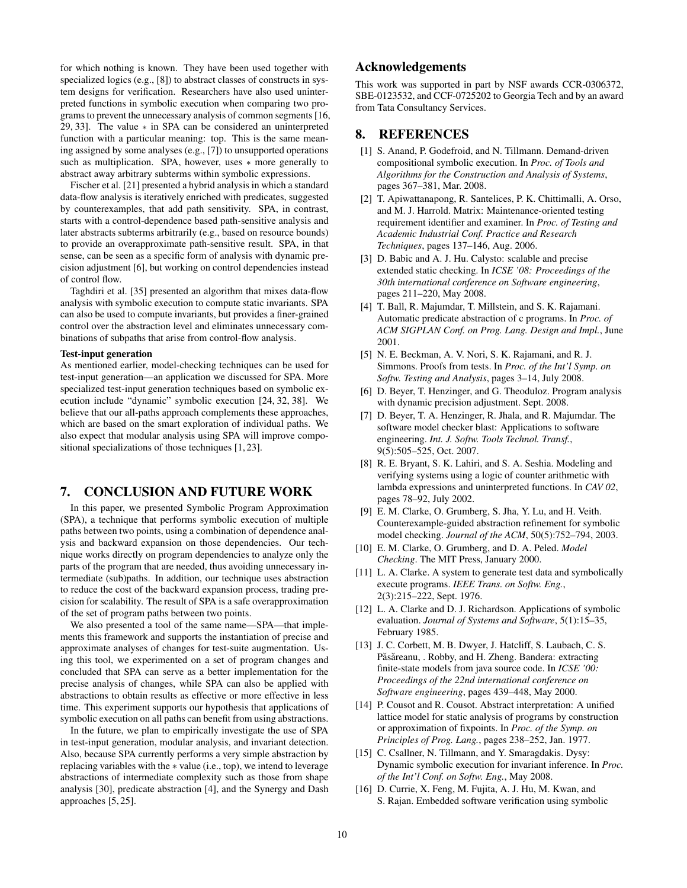for which nothing is known. They have been used together with specialized logics (e.g., [8]) to abstract classes of constructs in system designs for verification. Researchers have also used uninterpreted functions in symbolic execution when comparing two programs to prevent the unnecessary analysis of common segments [16, 29, 33]. The value $*$ in SPA can be considered an uninterpreted function with a particular meaning: top. This is the same meaning assigned by some analyses (e.g., [7]) to unsupported operations such as multiplication. SPA, however, uses $*$ more generally to abstract away arbitrary subterms within symbolic expressions.

Fischer et al. [21] presented a hybrid analysis in which a standard data-flow analysis is iteratively enriched with predicates, suggested by counterexamples, that add path sensitivity. SPA, in contrast, starts with a control-dependence based path-sensitive analysis and later abstracts subterms arbitrarily (e.g., based on resource bounds) to provide an overapproximate path-sensitive result. SPA, in that sense, can be seen as a specific form of analysis with dynamic precision adjustment [6], but working on control dependencies instead of control flow.

Taghdiri et al. [35] presented an algorithm that mixes data-flow analysis with symbolic execution to compute static invariants. SPA can also be used to compute invariants, but provides a finer-grained control over the abstraction level and eliminates unnecessary combinations of subpaths that arise from control-flow analysis.

**Test-input generation**

As mentioned earlier, model-checking techniques can be used for test-input generation—an application we discussed for SPA. More specialized test-input generation techniques based on symbolic execution include "dynamic" symbolic execution [24, 32, 38]. We believe that our all-paths approach complements these approaches, which are based on the smart exploration of individual paths. We also expect that modular analysis using SPA will improve compositional specializations of those techniques [1, 23].

# 7. CONCLUSION AND FUTURE WORK

In this paper, we presented Symbolic Program Approximation (SPA), a technique that performs symbolic execution of multiple paths between two points, using a combination of dependence analysis and backward expansion on those dependencies. Our technique works directly on program dependencies to analyze only the parts of the program that are needed, thus avoiding unnecessary intermediate (sub)paths. In addition, our technique uses abstraction to reduce the cost of the backward expansion process, trading precision for scalability. The result of SPA is a safe overapproximation of the set of program paths between two points.

We also presented a tool of the same name—SPA—that implements this framework and supports the instantiation of precise and approximate analyses of changes for test-suite augmentation. Using this tool, we experimented on a set of program changes and concluded that SPA can serve as a better implementation for the precise analysis of changes, while SPA can also be applied with abstractions to obtain results as effective or more effective in less time. This experiment supports our hypothesis that applications of symbolic execution on all paths can benefit from using abstractions.

In the future, we plan to empirically investigate the use of SPA in test-input generation, modular analysis, and invariant detection. Also, because SPA currently performs a very simple abstraction by replacing variables with the $*$ value (i.e., top), we intend to leverage abstractions of intermediate complexity such as those from shape analysis [30], predicate abstraction [4], and the Synergy and Dash approaches [5, 25].

## Acknowledgements

This work was supported in part by NSF awards CCR-0306372, SBE-0123532, and CCF-0725202 to Georgia Tech and by an award from Tata Consultancy Services.

# 8. REFERENCES

[1] S. Anand, P. Godefroid, and N. Tillmann. Demand-driven compositional symbolic execution. In *Proc. of Tools and Algorithms for the Construction and Analysis of Systems*, pages 367–381, Mar. 2008.

[2] T. Apiwattanapong, R. Santelices, P. K. Chittimalli, A. Orso, and M. J. Harrold. Matrix: Maintenance-oriented testing requirement identifier and examiner. In *Proc. of Testing and Academic Industrial Conf. Practice and Research Techniques*, pages 137–146, Aug. 2006.

[3] D. Babic and A. J. Hu. Calysto: scalable and precise extended static checking. In *ICSE '08: Proceedings of the 30th international conference on Software engineering*, pages 211–220, May 2008.

[4] T. Ball, R. Majumdar, T. Millstein, and S. K. Rajamani. Automatic predicate abstraction of c programs. In *Proc. of ACM SIGPLAN Conf. on Prog. Lang. Design and Impl.*, June 2001.

[5] N. E. Beckman, A. V. Nori, S. K. Rajamani, and R. J. Simmons. Proofs from tests. In *Proc. of the Int'l Symp. on Softw. Testing and Analysis*, pages 3–14, July 2008.

[6] D. Beyer, T. Henzinger, and G. Theoduloz. Program analysis with dynamic precision adjustment. Sept. 2008.

[7] D. Beyer, T. A. Henzinger, R. Jhala, and R. Majumdar. The software model checker blast: Applications to software engineering. *Int. J. Softw. Tools Technol. Transf.*, 9(5):505–525, Oct. 2007.

[8] R. E. Bryant, S. K. Lahiri, and S. A. Seshia. Modeling and verifying systems using a logic of counter arithmetic with lambda expressions and uninterpreted functions. In *CAV 02*, pages 78–92, July 2002.

[9] E. M. Clarke, O. Grumberg, S. Jha, Y. Lu, and H. Veith. Counterexample-guided abstraction refinement for symbolic model checking. *Journal of the ACM*, 50(5):752–794, 2003.

[10] E. M. Clarke, O. Grumberg, and D. A. Peled. *Model Checking*. The MIT Press, January 2000.

[11] L. A. Clarke. A system to generate test data and symbolically execute programs. *IEEE Trans. on Softw. Eng.*, 2(3):215–222, Sept. 1976.

[12] L. A. Clarke and D. J. Richardson. Applications of symbolic evaluation. *Journal of Systems and Software*, 5(1):15–35, February 1985.

[13] J. C. Corbett, M. B. Dwyer, J. Hatcliff, S. Laubach, C. S. Păsăreanu, . Robby, and H. Zheng. Bandera: extracting finite-state models from java source code. In *ICSE '00: Proceedings of the 22nd international conference on Software engineering*, pages 439–448, May 2000.

[14] P. Cousot and R. Cousot. Abstract interpretation: A unified lattice model for static analysis of programs by construction or approximation of fixpoints. In *Proc. of the Symp. on Principles of Prog. Lang.*, pages 238–252, Jan. 1977.

[15] C. Csallner, N. Tillmann, and Y. Smaragdakis. Dysy: Dynamic symbolic execution for invariant inference. In *Proc. of the Int'l Conf. on Softw. Eng.*, May 2008.

[16] D. Currie, X. Feng, M. Fujita, A. J. Hu, M. Kwan, and S. Rajan. Embedded software verification using symbolic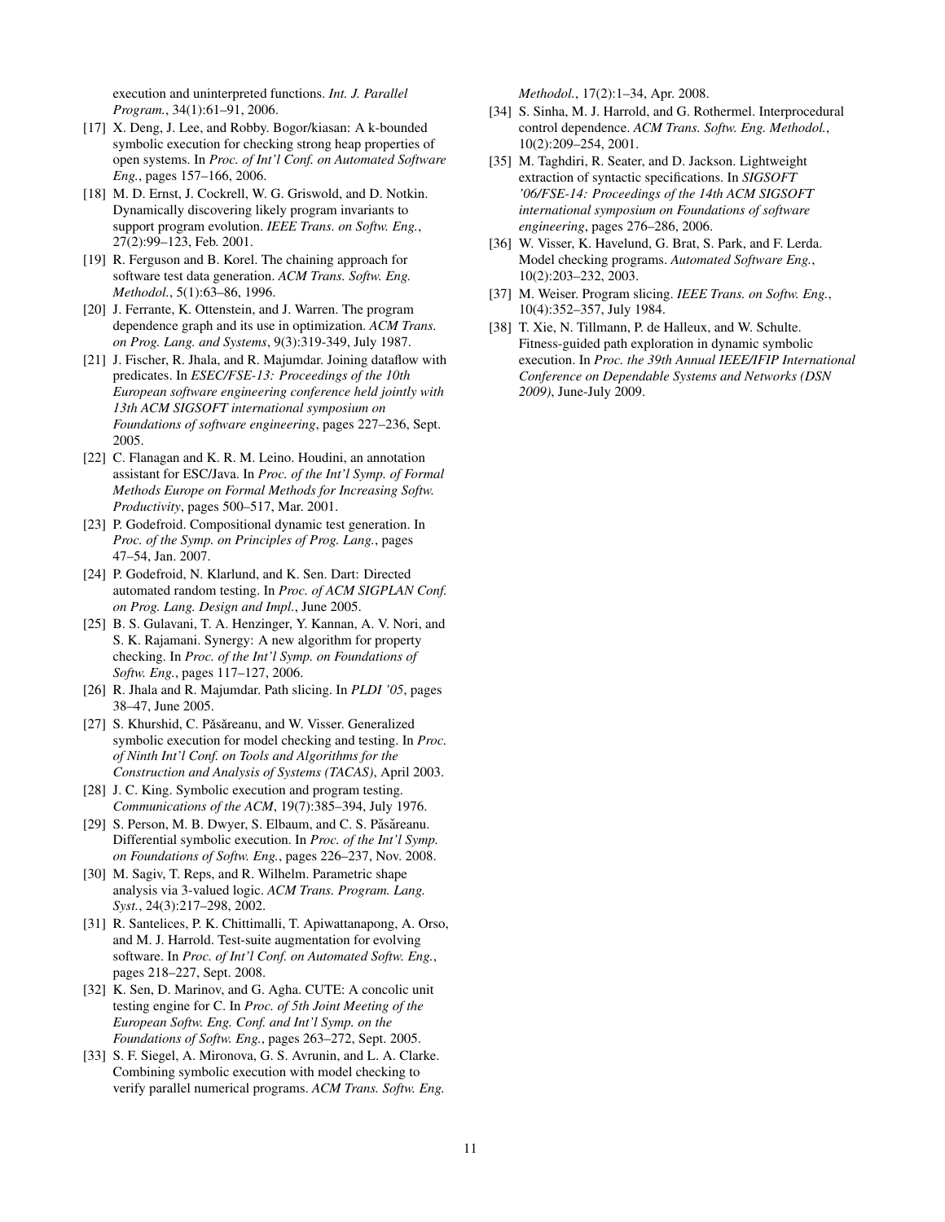execution and uninterpreted functions. *Int. J. Parallel Program.*, 34(1):61–91, 2006.

[17] X. Deng, J. Lee, and Robby. Bogor/kiasan: A k-bounded symbolic execution for checking strong heap properties of open systems. In *Proc. of Int'l Conf. on Automated Software Eng.*, pages 157–166, 2006.

[18] M. D. Ernst, J. Cockrell, W. G. Griswold, and D. Notkin. Dynamically discovering likely program invariants to support program evolution. *IEEE Trans. on Softw. Eng.*, 27(2):99–123, Feb. 2001.

[19] R. Ferguson and B. Korel. The chaining approach for software test data generation. *ACM Trans. Softw. Eng. Methodol.*, 5(1):63–86, 1996.

[20] J. Ferrante, K. Ottenstein, and J. Warren. The program dependence graph and its use in optimization. *ACM Trans. on Prog. Lang. and Systems*, 9(3):319-349, July 1987.

[21] J. Fischer, R. Jhala, and R. Majumdar. Joining dataflow with predicates. In *ESEC/FSE-13: Proceedings of the 10th European software engineering conference held jointly with 13th ACM SIGSOFT international symposium on Foundations of software engineering*, pages 227–236, Sept. 2005.

[22] C. Flanagan and K. R. M. Leino. Houdini, an annotation assistant for ESC/Java. In *Proc. of the Int'l Symp. of Formal Methods Europe on Formal Methods for Increasing Softw. Productivity*, pages 500–517, Mar. 2001.

[23] P. Godefroid. Compositional dynamic test generation. In *Proc. of the Symp. on Principles of Prog. Lang.*, pages 47–54, Jan. 2007.

[24] P. Godefroid, N. Klarlund, and K. Sen. Dart: Directed automated random testing. In *Proc. of ACM SIGPLAN Conf. on Prog. Lang. Design and Impl.*, June 2005.

[25] B. S. Gulavani, T. A. Henzinger, Y. Kannan, A. V. Nori, and S. K. Rajamani. Synergy: A new algorithm for property checking. In *Proc. of the Int'l Symp. on Foundations of Softw. Eng.*, pages 117–127, 2006.

[26] R. Jhala and R. Majumdar. Path slicing. In *PLDI '05*, pages 38–47, June 2005.

[27] S. Khurshid, C. Păsăreanu, and W. Visser. Generalized symbolic execution for model checking and testing. In *Proc. of Ninth Int'l Conf. on Tools and Algorithms for the Construction and Analysis of Systems (TACAS)*, April 2003.

[28] J. C. King. Symbolic execution and program testing. *Communications of the ACM*, 19(7):385–394, July 1976.

[29] S. Person, M. B. Dwyer, S. Elbaum, and C. S. Păsăreanu. Differential symbolic execution. In *Proc. of the Int'l Symp. on Foundations of Softw. Eng.*, pages 226–237, Nov. 2008.

[30] M. Sagiv, T. Reps, and R. Wilhelm. Parametric shape analysis via 3-valued logic. *ACM Trans. Program. Lang. Syst.*, 24(3):217–298, 2002.

[31] R. Santelices, P. K. Chittimalli, T. Apiwattanapong, A. Orso, and M. J. Harrold. Test-suite augmentation for evolving software. In *Proc. of Int'l Conf. on Automated Softw. Eng.*, pages 218–227, Sept. 2008.

[32] K. Sen, D. Marinov, and G. Agha. CUTE: A concolic unit testing engine for C. In *Proc. of 5th Joint Meeting of the European Softw. Eng. Conf. and Int'l Symp. on the Foundations of Softw. Eng.*, pages 263–272, Sept. 2005.

[33] S. F. Siegel, A. Mironova, G. S. Avrunin, and L. A. Clarke. Combining symbolic execution with model checking to verify parallel numerical programs. *ACM Trans. Softw. Eng. Methodol.*, 17(2):1–34, Apr. 2008.

[34] S. Sinha, M. J. Harrold, and G. Rothermel. Interprocedural control dependence. *ACM Trans. Softw. Eng. Methodol.*, 10(2):209–254, 2001.

[35] M. Taghdiri, R. Seater, and D. Jackson. Lightweight extraction of syntactic specifications. In *SIGSOFT '06/FSE-14: Proceedings of the 14th ACM SIGSOFT international symposium on Foundations of software engineering*, pages 276–286, 2006.

[36] W. Visser, K. Havelund, G. Brat, S. Park, and F. Lerda. Model checking programs. *Automated Software Eng.*, 10(2):203–232, 2003.

[37] M. Weiser. Program slicing. *IEEE Trans. on Softw. Eng.*, 10(4):352–357, July 1984.

[38] T. Xie, N. Tillmann, P. de Halleux, and W. Schulte. Fitness-guided path exploration in dynamic symbolic execution. In *Proc. the 39th Annual IEEE/IFIP International Conference on Dependable Systems and Networks (DSN 2009)*, June-July 2009.